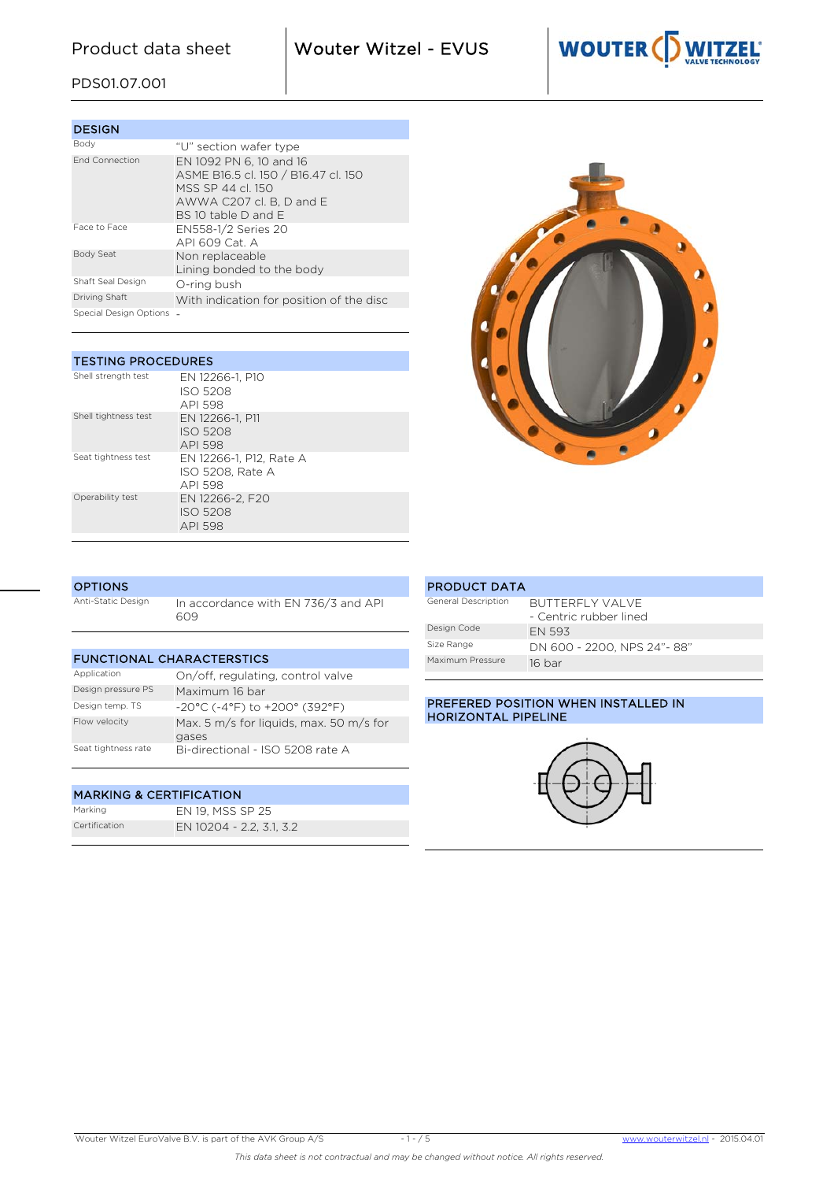# Product data sheet

PDS01.07.001

# Wouter Witzel - EVUS

## DESIGN

| | |
|---|---|
| Body | "U" section wafer type |
| End Connection | EN 1092 PN 6, 10 and 16<br>ASME B16.5 cl. 150 / B16.47 cl. 150<br>MSS SP 44 cl. 150<br>AWWA C207 cl. B, D and E<br>BS 10 table D and E |
| Face to Face | EN558-1/2 Series 20<br>API 609 Cat. A |
| Body Seat | Non replaceable<br>Lining bonded to the body |
| Shaft Seal Design | O-ring bush |
| Driving Shaft | With indication for position of the disc |
| Special Design Options | - |

## TESTING PROCEDURES

| | |
|---|---|
| Shell strength test | EN 12266-1, P10<br>ISO 5208<br>API 598 |
| Shell tightness test | EN 12266-1, P11<br>ISO 5208<br>API 598 |
| Seat tightness test | EN 12266-1, P12, Rate A<br>ISO 5208, Rate A<br>API 598 |
| Operability test | EN 12266-2, F20<br>ISO 5208<br>API 598 |

## OPTIONS

| | |
|---|---|
| Anti-Static Design | In accordance with EN 736/3 and API 609 |

## FUNCTIONAL CHARACTERSTICS

| | |
|---|---|
| Application | On/off, regulating, control valve |
| Design pressure PS | Maximum 16 bar |
| Design temp. TS | -20°C (-4°F) to +200° (392°F) |
| Flow velocity | Max. 5 m/s for liquids, max. 50 m/s for gases |
| Seat tightness rate | Bi-directional - ISO 5208 rate A |

## MARKING & CERTIFICATION

| | |
|---|---|
| Marking | EN 19, MSS SP 25 |
| Certification | EN 10204 - 2.2, 3.1, 3.2 |

## PRODUCT DATA

| | |
|---|---|
| General Description | BUTTERFLY VALVE<br>- Centric rubber lined |
| Design Code | EN 593 |
| Size Range | DN 600 - 2200, NPS 24"- 88" |
| Maximum Pressure | 16 bar |

## PREFERED POSITION WHEN INSTALLED IN HORIZONTAL PIPELINE

Wouter Witzel EuroValve B.V. is part of the AVK Group A/S

www.wouterwitzel.nl - 2015.04.01

*This data sheet is not contractual and may be changed without notice. All rights reserved.*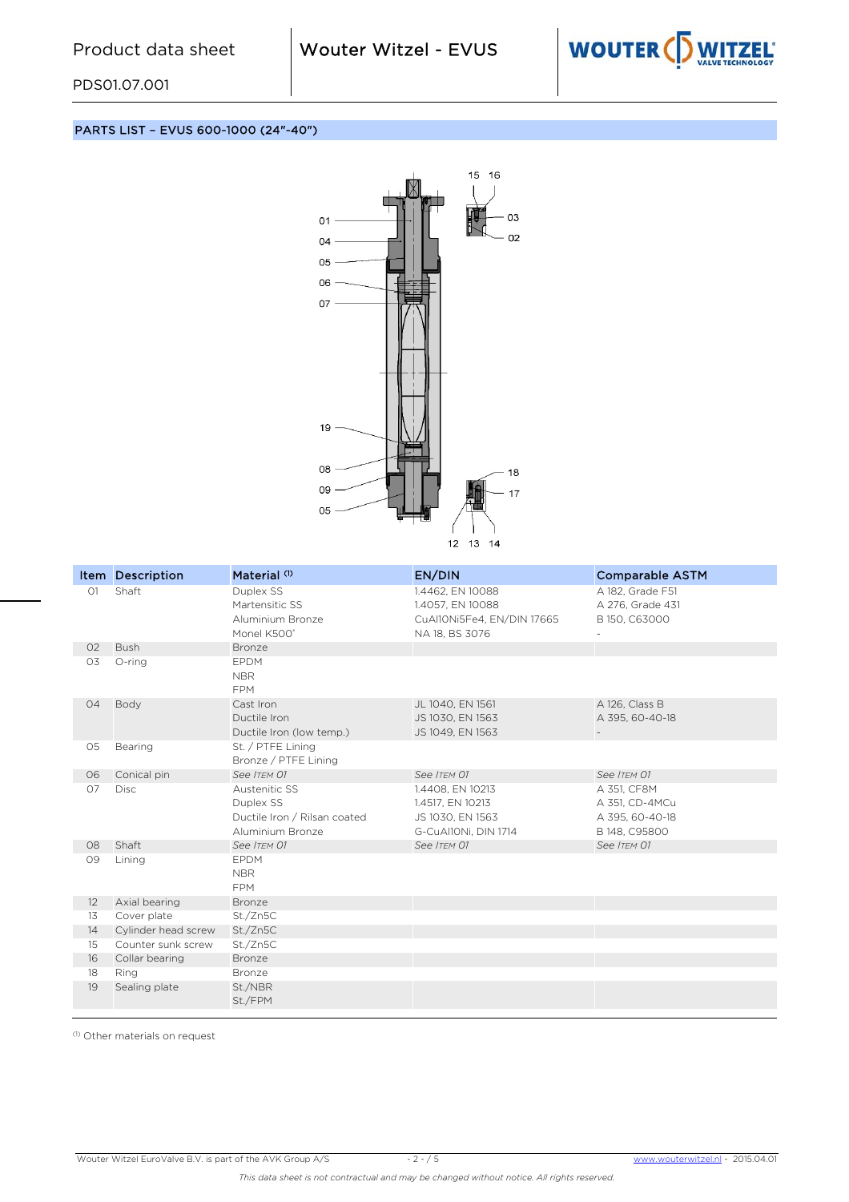## PARTS LIST – EVUS 600-1000 (24"-40")

| Item | Description | Material [1] | EN/DIN | Comparable ASTM |
|---|---|---|---|---|
| 01 | Shaft | Duplex SS<br>Martensitic SS<br>Aluminium Bronze<br>Monel K500® | 1.4462, EN 10088<br>1.4057, EN 10088<br>CuAl10Ni5Fe4, EN/DIN 17665<br>NA 18, BS 3076 | A 182, Grade F51<br>A 276, Grade 431<br>B 150, C63000<br>- |
| 02 | Bush | Bronze | | |
| 03 | O-ring | EPDM<br>NBR<br>FPM | | |
| 04 | Body | Cast Iron<br>Ductile Iron<br>Ductile Iron (low temp.) | JL 1040, EN 1561<br>JS 1030, EN 1563<br>JS 1049, EN 1563 | A 126, Class B<br>A 395, 60-40-18<br>- |
| 05 | Bearing | St. / PTFE Lining<br>Bronze / PTFE Lining | | |
| 06 | Conical pin | *See Item 01* | *See Item 01* | *See Item 01* |
| 07 | Disc | Austenitic SS<br>Duplex SS<br>Ductile Iron / Rilsan coated<br>Aluminium Bronze | 1.4408, EN 10213<br>1.4517, EN 10213<br>JS 1030, EN 1563<br>G-CuAl10Ni, DIN 1714 | A 351, CF8M<br>A 351, CD-4MCu<br>A 395, 60-40-18<br>B 148, C95800 |
| 08 | Shaft | *See Item 01* | *See Item 01* | *See Item 01* |
| 09 | Lining | EPDM<br>NBR<br>FPM | | |
| 12 | Axial bearing | Bronze | | |
| 13 | Cover plate | St./Zn5C | | |
| 14 | Cylinder head screw | St./Zn5C | | |
| 15 | Counter sunk screw | St./Zn5C | | |
| 16 | Collar bearing | Bronze | | |
| 18 | Ring | Bronze | | |
| 19 | Sealing plate | St./NBR<br>St./FPM | | |

[1] Other materials on request

This data sheet is not contractual and may be changed without notice. All rights reserved.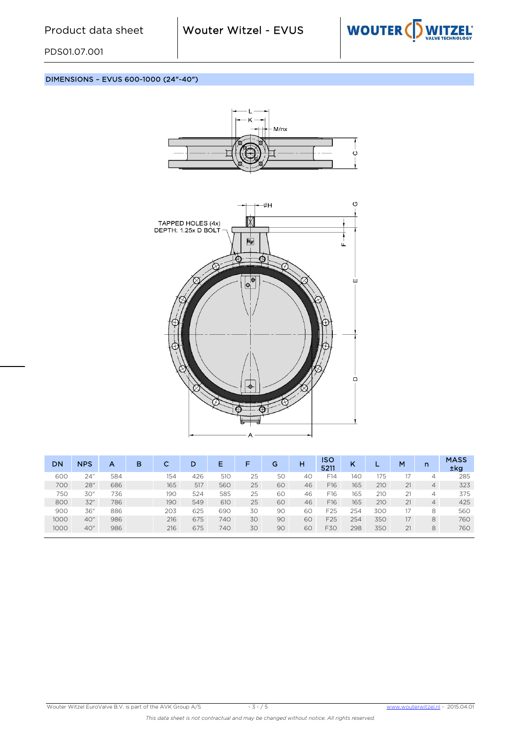## DIMENSIONS – EVUS 600-1000 (24"-40")

TAPPED HOLES (4x)
DEPTH: 1.25x D BOLT

| DN | NPS | A | B | C | D | E | F | G | H | ISO 5211 | K | L | M | n | MASS ±kg |
|---|---|---|---|---|---|---|---|---|---|---|---|---|---|---|---|
| 600 | 24" | 584 | | 154 | 426 | 510 | 25 | 50 | 40 | F14 | 140 | 175 | 17 | 4 | 285 |
| 700 | 28" | 686 | | 165 | 517 | 560 | 25 | 60 | 46 | F16 | 165 | 210 | 21 | 4 | 323 |
| 750 | 30" | 736 | | 190 | 524 | 585 | 25 | 60 | 46 | F16 | 165 | 210 | 21 | 4 | 375 |
| 800 | 32" | 786 | | 190 | 549 | 610 | 25 | 60 | 46 | F16 | 165 | 210 | 21 | 4 | 425 |
| 900 | 36" | 886 | | 203 | 625 | 690 | 30 | 90 | 60 | F25 | 254 | 300 | 17 | 8 | 560 |
| 1000 | 40" | 986 | | 216 | 675 | 740 | 30 | 90 | 60 | F25 | 254 | 350 | 17 | 8 | 760 |
| 1000 | 40" | 986 | | 216 | 675 | 740 | 30 | 90 | 60 | F30 | 298 | 350 | 21 | 8 | 760 |

*This data sheet is not contractual and may be changed without notice. All rights reserved.*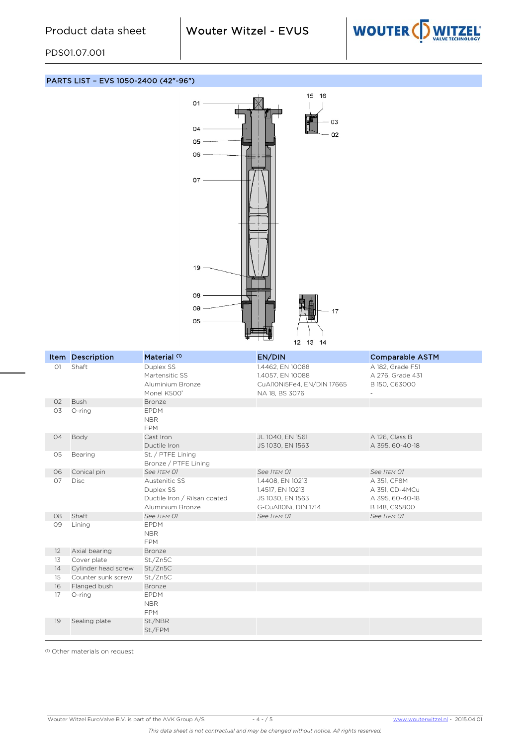## PARTS LIST – EVS 1050-2400 (42"-96")

| Item | Description | Material [1] | EN/DIN | Comparable ASTM |
|---|---|---|---|---|
| 01 | Shaft | Duplex SS | 1.4462, EN 10088 | A 182, Grade F51 |
| | | Martensitic SS | 1.4057, EN 10088 | A 276, Grade 431 |
| | | Aluminium Bronze | CuAl10Ni5Fe4, EN/DIN 17665 | B 150, C63000 |
| | | Monel K500® | NA 18, BS 3076 | - |
| 02 | Bush | Bronze | | |
| 03 | O-ring | EPDM | | |
| | | NBR | | |
| | | FPM | | |
| 04 | Body | Cast Iron | JL 1040, EN 1561 | A 126, Class B |
| | | Ductile Iron | JS 1030, EN 1563 | A 395, 60-40-18 |
| 05 | Bearing | St. / PTFE Lining | | |
| | | Bronze / PTFE Lining | | |
| 06 | Conical pin | *See Item 01* | *See Item 01* | *See Item 01* |
| 07 | Disc | Austenitic SS | 1.4408, EN 10213 | A 351, CF8M |
| | | Duplex SS | 1.4517, EN 10213 | A 351, CD-4MCu |
| | | Ductile Iron / Rilsan coated | JS 1030, EN 1563 | A 395, 60-40-18 |
| | | Aluminium Bronze | G-CuAl10Ni, DIN 1714 | B 148, C95800 |
| 08 | Shaft | *See Item 01* | *See Item 01* | *See Item 01* |
| 09 | Lining | EPDM | | |
| | | NBR | | |
| | | FPM | | |
| 12 | Axial bearing | Bronze | | |
| 13 | Cover plate | St./Zn5C | | |
| 14 | Cylinder head screw | St./Zn5C | | |
| 15 | Counter sunk screw | St./Zn5C | | |
| 16 | Flanged bush | Bronze | | |
| 17 | O-ring | EPDM | | |
| | | NBR | | |
| | | FPM | | |
| 19 | Sealing plate | St./NBR | | |
| | | St./FPM | | |

[1] Other materials on request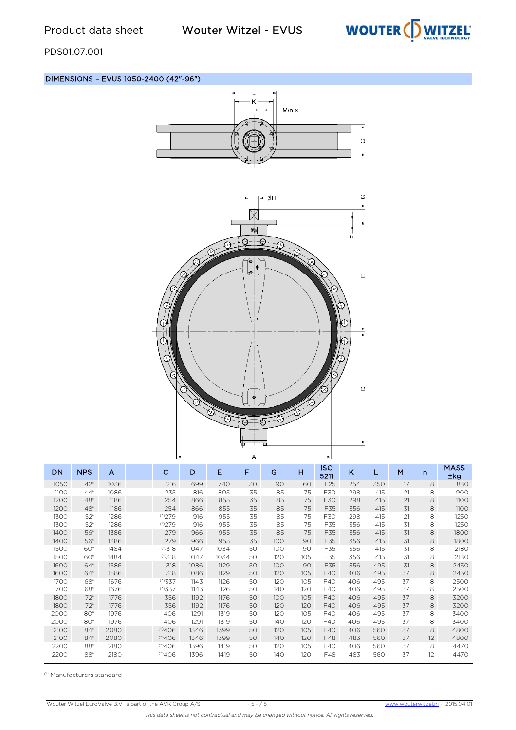## DIMENSIONS – EVUS 1050-2400 (42"-96")

L
K
M/n x
C
ØH
G
F
E
D
A

| DN | NPS | A | | C | D | E | F | G | H | ISO 5211 | K | L | M | n | MASS ±kg |
|---|---|---|---|---|---|---|---|---|---|---|---|---|---|---|---|
| 1050 | 42" | 1036 | | 216 | 699 | 740 | 30 | 90 | 60 | F25 | 254 | 350 | 17 | 8 | 880 |
| 1100 | 44" | 1086 | | 235 | 816 | 805 | 35 | 85 | 75 | F30 | 298 | 415 | 21 | 8 | 900 |
| 1200 | 48" | 1186 | | 254 | 866 | 855 | 35 | 85 | 75 | F30 | 298 | 415 | 21 | 8 | 1100 |
| 1200 | 48" | 1186 | | 254 | 866 | 855 | 35 | 85 | 75 | F35 | 356 | 415 | 31 | 8 | 1100 |
| 1300 | 52" | 1286 | | (*)279 | 916 | 955 | 35 | 85 | 75 | F30 | 298 | 415 | 21 | 8 | 1250 |
| 1300 | 52" | 1286 | | (*)279 | 916 | 955 | 35 | 85 | 75 | F35 | 356 | 415 | 31 | 8 | 1250 |
| 1400 | 56" | 1386 | | 279 | 966 | 955 | 35 | 85 | 75 | F35 | 356 | 415 | 31 | 8 | 1800 |
| 1400 | 56" | 1386 | | 279 | 966 | 955 | 35 | 100 | 90 | F35 | 356 | 415 | 31 | 8 | 1800 |
| 1500 | 60" | 1484 | | (*)318 | 1047 | 1034 | 50 | 100 | 90 | F35 | 356 | 415 | 31 | 8 | 2180 |
| 1500 | 60" | 1484 | | (*)318 | 1047 | 1034 | 50 | 120 | 105 | F35 | 356 | 415 | 31 | 8 | 2180 |
| 1600 | 64" | 1586 | | 318 | 1086 | 1129 | 50 | 100 | 90 | F35 | 356 | 495 | 31 | 8 | 2450 |
| 1600 | 64" | 1586 | | 318 | 1086 | 1129 | 50 | 120 | 105 | F40 | 406 | 495 | 37 | 8 | 2450 |
| 1700 | 68" | 1676 | | (*)337 | 1143 | 1126 | 50 | 120 | 105 | F40 | 406 | 495 | 37 | 8 | 2500 |
| 1700 | 68" | 1676 | | (*)337 | 1143 | 1126 | 50 | 140 | 120 | F40 | 406 | 495 | 37 | 8 | 2500 |
| 1800 | 72" | 1776 | | 356 | 1192 | 1176 | 50 | 100 | 105 | F40 | 406 | 495 | 37 | 8 | 3200 |
| 1800 | 72" | 1776 | | 356 | 1192 | 1176 | 50 | 120 | 120 | F40 | 406 | 495 | 37 | 8 | 3200 |
| 2000 | 80" | 1976 | | 406 | 1291 | 1319 | 50 | 120 | 105 | F40 | 406 | 495 | 37 | 8 | 3400 |
| 2000 | 80" | 1976 | | 406 | 1291 | 1319 | 50 | 140 | 120 | F40 | 406 | 495 | 37 | 8 | 3400 |
| 2100 | 84" | 2080 | | (*)406 | 1346 | 1399 | 50 | 120 | 105 | F40 | 406 | 560 | 37 | 8 | 4800 |
| 2100 | 84" | 2080 | | (*)406 | 1346 | 1399 | 50 | 140 | 120 | F48 | 483 | 560 | 37 | 12 | 4800 |
| 2200 | 88" | 2180 | | (*)406 | 1396 | 1419 | 50 | 120 | 105 | F40 | 406 | 560 | 37 | 8 | 4470 |
| 2200 | 88" | 2180 | | (*)406 | 1396 | 1419 | 50 | 140 | 120 | F48 | 483 | 560 | 37 | 12 | 4470 |

(*) Manufacturers standard